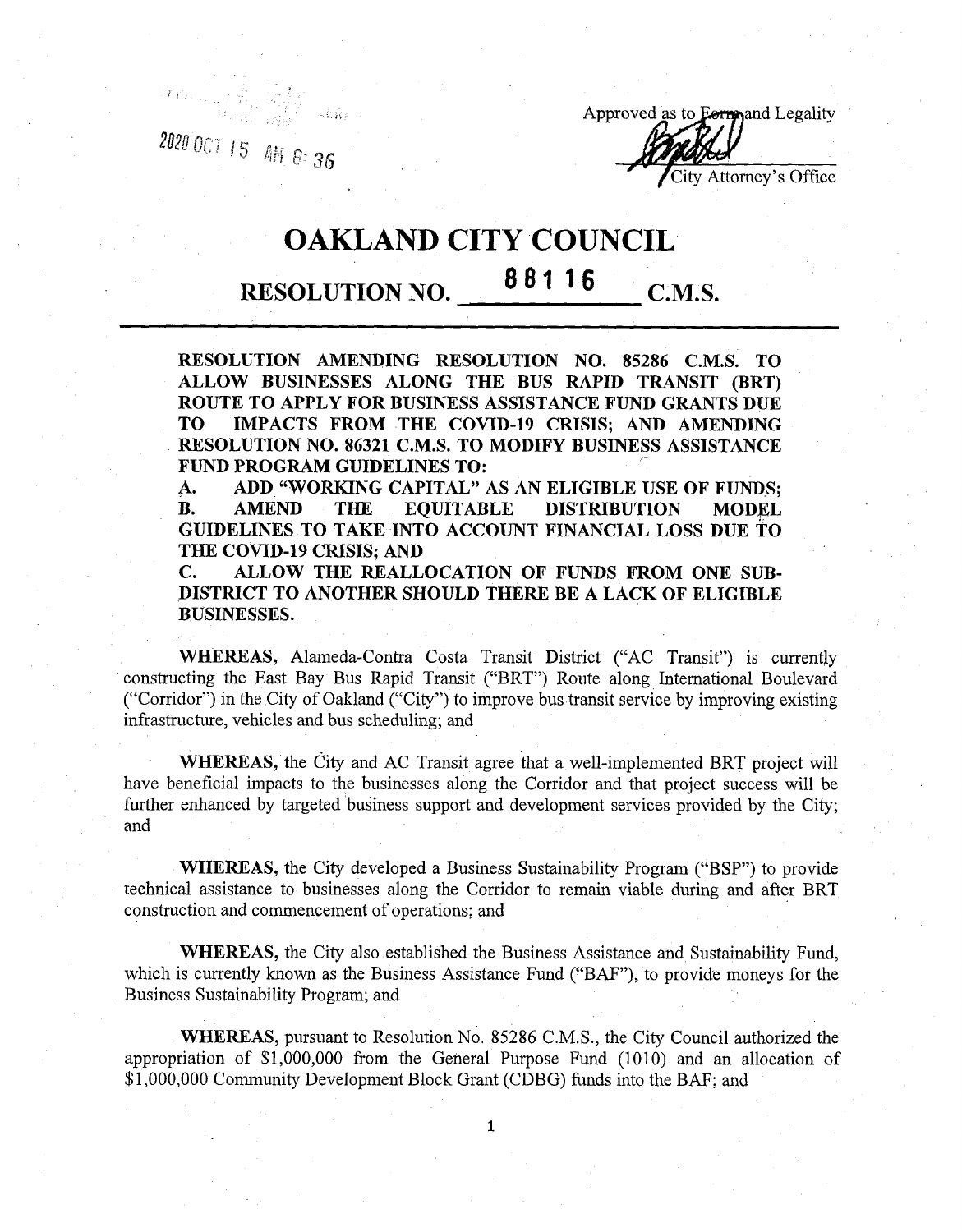2020 OCT 15 AM 8:36

Approved as to Form and Legality

City Attorney's Office

# OAKLAND CITY COUNCIL

## RESOLUTION NO. 88116 C.M.S.

**RESOLUTION AMENDING RESOLUTION NO. 85286 C.M.S. TO ALLOW BUSINESSES ALONG THE BUS RAPID TRANSIT (BRT) ROUTE TO APPLY FOR BUSINESS ASSISTANCE FUND GRANTS DUE TO IMPACTS FROM THE COVID-19 CRISIS; AND AMENDING RESOLUTION NO. 86321 C.M.S. TO MODIFY BUSINESS ASSISTANCE FUND PROGRAM GUIDELINES TO:**

**A. ADD "WORKING CAPITAL" AS AN ELIGIBLE USE OF FUNDS;**

**B. AMEND THE EQUITABLE DISTRIBUTION MODEL GUIDELINES TO TAKE INTO ACCOUNT FINANCIAL LOSS DUE TO THE COVID-19 CRISIS; AND**

**C. ALLOW THE REALLOCATION OF FUNDS FROM ONE SUB-DISTRICT TO ANOTHER SHOULD THERE BE A LACK OF ELIGIBLE BUSINESSES.**

**WHEREAS,** Alameda-Contra Costa Transit District ("AC Transit") is currently constructing the East Bay Bus Rapid Transit ("BRT") Route along International Boulevard ("Corridor") in the City of Oakland ("City") to improve bus transit service by improving existing infrastructure, vehicles and bus scheduling; and

**WHEREAS,** the City and AC Transit agree that a well-implemented BRT project will have beneficial impacts to the businesses along the Corridor and that project success will be further enhanced by targeted business support and development services provided by the City; and

**WHEREAS,** the City developed a Business Sustainability Program ("BSP") to provide technical assistance to businesses along the Corridor to remain viable during and after BRT construction and commencement of operations; and

**WHEREAS,** the City also established the Business Assistance and Sustainability Fund, which is currently known as the Business Assistance Fund ("BAF"), to provide moneys for the Business Sustainability Program; and

**WHEREAS,** pursuant to Resolution No. 85286 C.M.S., the City Council authorized the appropriation of $1,000,000 from the General Purpose Fund (1010) and an allocation of $1,000,000 Community Development Block Grant (CDBG) funds into the BAF; and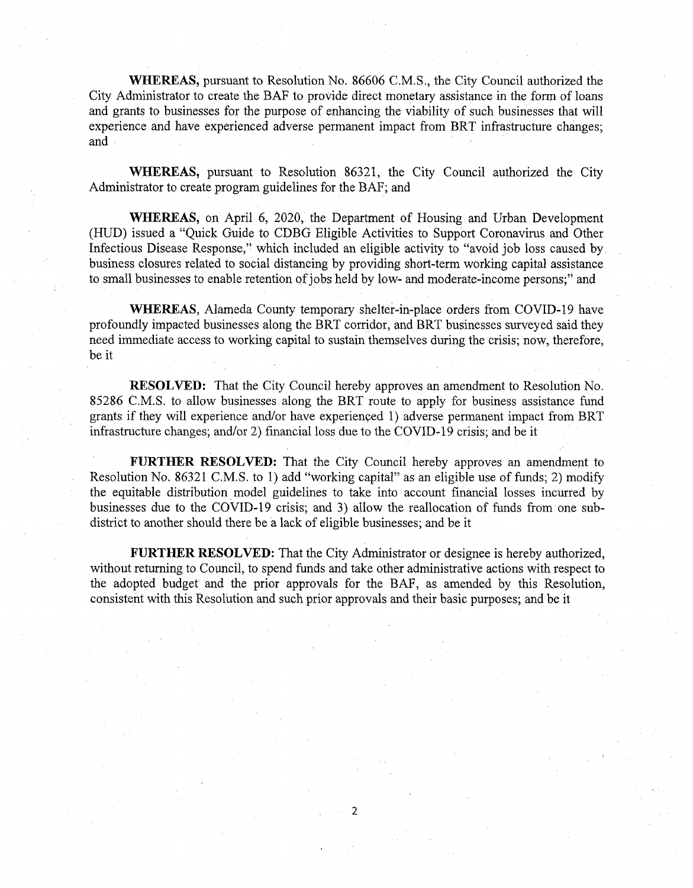**WHEREAS,** pursuant to Resolution No. 86606 C.M.S., the City Council authorized the City Administrator to create the BAF to provide direct monetary assistance in the form of loans and grants to businesses for the purpose of enhancing the viability of such businesses that will experience and have experienced adverse permanent impact from BRT infrastructure changes; and

**WHEREAS,** pursuant to Resolution 86321, the City Council authorized the City Administrator to create program guidelines for the BAF; and

**WHEREAS,** on April 6, 2020, the Department of Housing and Urban Development (HUD) issued a "Quick Guide to CDBG Eligible Activities to Support Coronavirus and Other Infectious Disease Response," which included an eligible activity to "avoid job loss caused by business closures related to social distancing by providing short-term working capital assistance to small businesses to enable retention of jobs held by low- and moderate-income persons;" and

**WHEREAS,** Alameda County temporary shelter-in-place orders from COVID-19 have profoundly impacted businesses along the BRT corridor, and BRT businesses surveyed said they need immediate access to working capital to sustain themselves during the crisis; now, therefore, be it

**RESOLVED:** That the City Council hereby approves an amendment to Resolution No. 85286 C.M.S. to allow businesses along the BRT route to apply for business assistance fund grants if they will experience and/or have experienced 1) adverse permanent impact from BRT infrastructure changes; and/or 2) financial loss due to the COVID-19 crisis; and be it

**FURTHER RESOLVED:** That the City Council hereby approves an amendment to Resolution No. 86321 C.M.S. to 1) add "working capital" as an eligible use of funds; 2) modify the equitable distribution model guidelines to take into account financial losses incurred by businesses due to the COVID-19 crisis; and 3) allow the reallocation of funds from one sub-district to another should there be a lack of eligible businesses; and be it

**FURTHER RESOLVED:** That the City Administrator or designee is hereby authorized, without returning to Council, to spend funds and take other administrative actions with respect to the adopted budget and the prior approvals for the BAF, as amended by this Resolution, consistent with this Resolution and such prior approvals and their basic purposes; and be it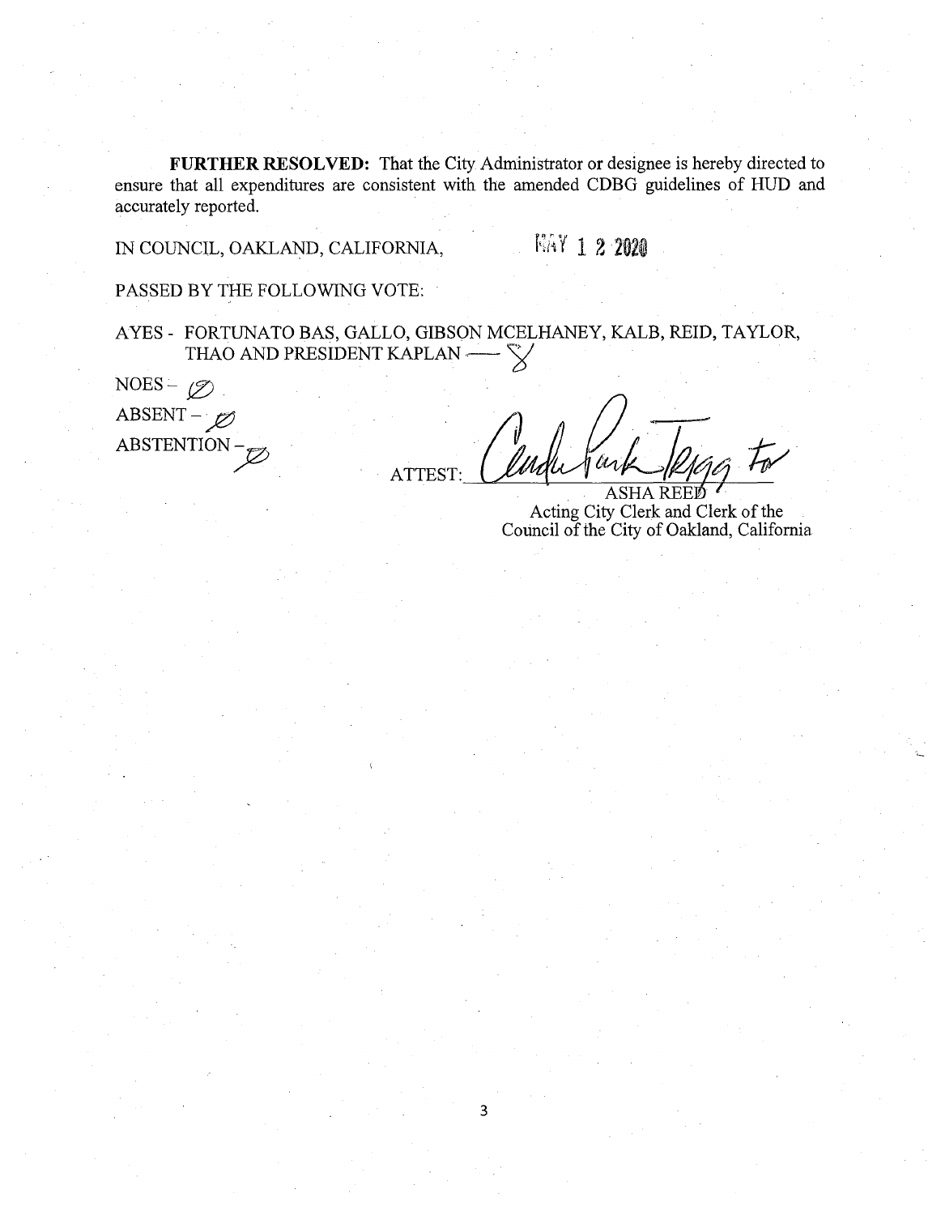**FURTHER RESOLVED:** That the City Administrator or designee is hereby directed to ensure that all expenditures are consistent with the amended CDBG guidelines of HUD and accurately reported.

IN COUNCIL, OAKLAND, CALIFORNIA, MAY 12 2020

PASSED BY THE FOLLOWING VOTE:

AYES - FORTUNATO BAS, GALLO, GIBSON MCELHANEY, KALB, REID, TAYLOR, THAO AND PRESIDENT KAPLAN — 8

NOES - Ø

ABSENT - Ø

ABSTENTION - Ø

ATTEST: ______________ for
ASHA REED
Acting City Clerk and Clerk of the Council of the City of Oakland, California